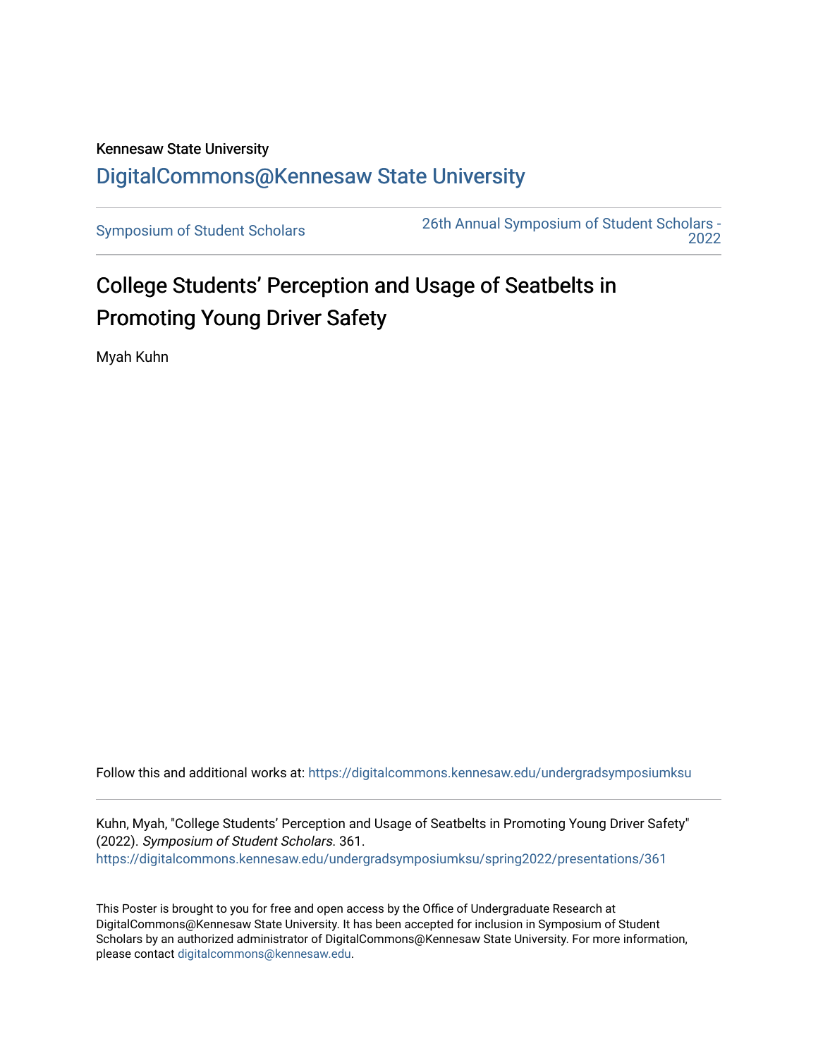Kennesaw State University

# DigitalCommons@Kennesaw State University

Symposium of Student Scholars | 26th Annual Symposium of Student Scholars - 2022

## College Students' Perception and Usage of Seatbelts in Promoting Young Driver Safety

Myah Kuhn

Follow this and additional works at: https://digitalcommons.kennesaw.edu/undergradsymposiumksu

Kuhn, Myah, "College Students' Perception and Usage of Seatbelts in Promoting Young Driver Safety" (2022). *Symposium of Student Scholars*. 361.
https://digitalcommons.kennesaw.edu/undergradsymposiumksu/spring2022/presentations/361

This Poster is brought to you for free and open access by the Office of Undergraduate Research at DigitalCommons@Kennesaw State University. It has been accepted for inclusion in Symposium of Student Scholars by an authorized administrator of DigitalCommons@Kennesaw State University. For more information, please contact digitalcommons@kennesaw.edu.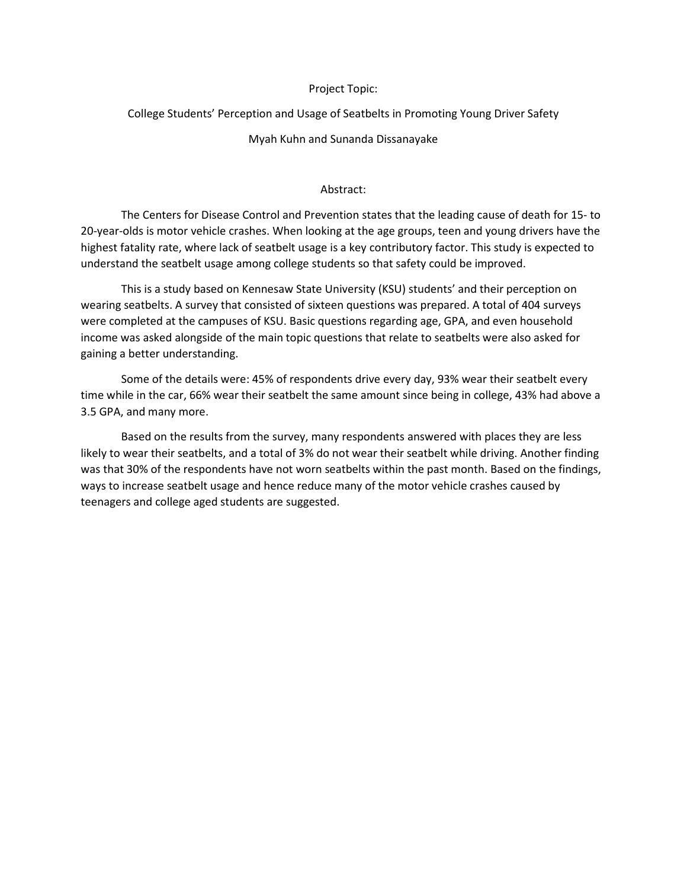Project Topic:

# College Students' Perception and Usage of Seatbelts in Promoting Young Driver Safety

Myah Kuhn and Sunanda Dissanayake

## Abstract:

The Centers for Disease Control and Prevention states that the leading cause of death for 15- to 20-year-olds is motor vehicle crashes. When looking at the age groups, teen and young drivers have the highest fatality rate, where lack of seatbelt usage is a key contributory factor. This study is expected to understand the seatbelt usage among college students so that safety could be improved.

This is a study based on Kennesaw State University (KSU) students' and their perception on wearing seatbelts. A survey that consisted of sixteen questions was prepared. A total of 404 surveys were completed at the campuses of KSU. Basic questions regarding age, GPA, and even household income was asked alongside of the main topic questions that relate to seatbelts were also asked for gaining a better understanding.

Some of the details were: 45% of respondents drive every day, 93% wear their seatbelt every time while in the car, 66% wear their seatbelt the same amount since being in college, 43% had above a 3.5 GPA, and many more.

Based on the results from the survey, many respondents answered with places they are less likely to wear their seatbelts, and a total of 3% do not wear their seatbelt while driving. Another finding was that 30% of the respondents have not worn seatbelts within the past month. Based on the findings, ways to increase seatbelt usage and hence reduce many of the motor vehicle crashes caused by teenagers and college aged students are suggested.